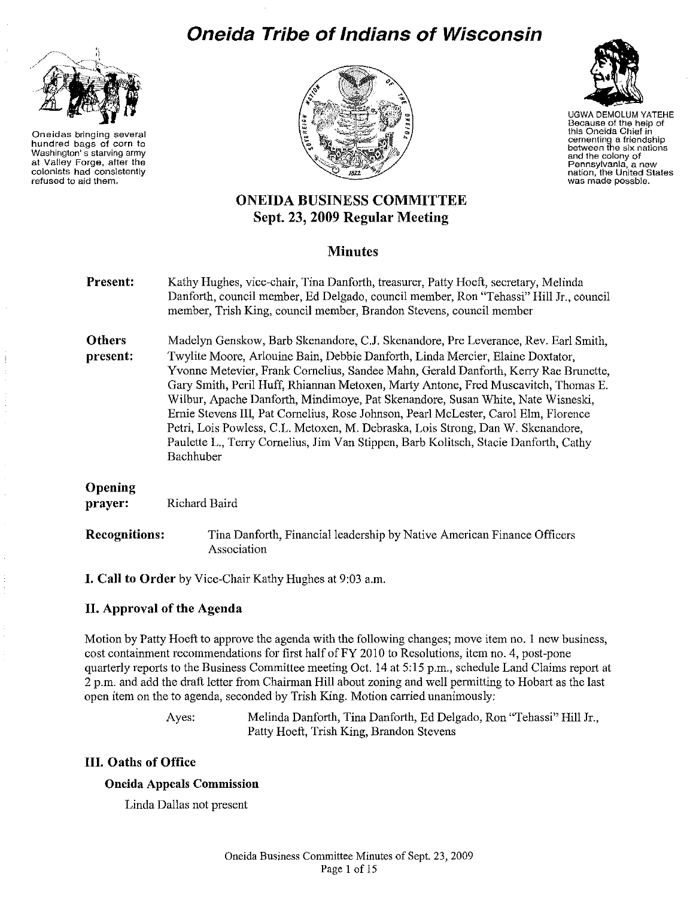# Oneida Tribe of Indians of Wisconsin

Oneidas bringing several hundred bags of corn to Washington's starving army at Valley Forge, after the colonists had consistently refused to aid them.

UGWA DEMOLUM YATEHE
Because of the help of this Oneida Chief in cementing a friendship between the six nations and the colony of Pennsylvania, a new nation, the United States was made possble.

## ONEIDA BUSINESS COMMITTEE
## Sept. 23, 2009 Regular Meeting

### Minutes

**Present:** Kathy Hughes, vice-chair, Tina Danforth, treasurer, Patty Hoeft, secretary, Melinda Danforth, council member, Ed Delgado, council member, Ron "Tehassi" Hill Jr., council member, Trish King, council member, Brandon Stevens, council member

**Others present:** Madelyn Genskow, Barb Skenandore, C.J. Skenandore, Pre Leverance, Rev. Earl Smith, Twylite Moore, Arlouine Bain, Debbie Danforth, Linda Mercier, Elaine Doxtator, Yvonne Metevier, Frank Cornelius, Sandee Mahn, Gerald Danforth, Kerry Rae Brunette, Gary Smith, Peril Huff, Rhiannan Metoxen, Marty Antone, Fred Muscavitch, Thomas E. Wilbur, Apache Danforth, Mindimoye, Pat Skenandore, Susan White, Nate Wisneski, Ernie Stevens III, Pat Cornelius, Rose Johnson, Pearl McLester, Carol Elm, Florence Petri, Lois Powless, C.L. Metoxen, M. Debraska, Lois Strong, Dan W. Skenandore, Paulette L., Terry Cornelius, Jim Van Stippen, Barb Kolitsch, Stacie Danforth, Cathy Bachhuber

**Opening prayer:** Richard Baird

**Recognitions:** Tina Danforth, Financial leadership by Native American Finance Officers Association

## I. Call to Order by Vice-Chair Kathy Hughes at 9:03 a.m.

## II. Approval of the Agenda

Motion by Patty Hoeft to approve the agenda with the following changes; move item no. 1 new business, cost containment recommendations for first half of FY 2010 to Resolutions, item no. 4, post-pone quarterly reports to the Business Committee meeting Oct. 14 at 5:15 p.m., schedule Land Claims report at 2 p.m. and add the draft letter from Chairman Hill about zoning and well permitting to Hobart as the last open item on the to agenda, seconded by Trish King. Motion carried unanimously:

Ayes: Melinda Danforth, Tina Danforth, Ed Delgado, Ron "Tehassi" Hill Jr., Patty Hoeft, Trish King, Brandon Stevens

## III. Oaths of Office

### Oneida Appeals Commission

Linda Dallas not present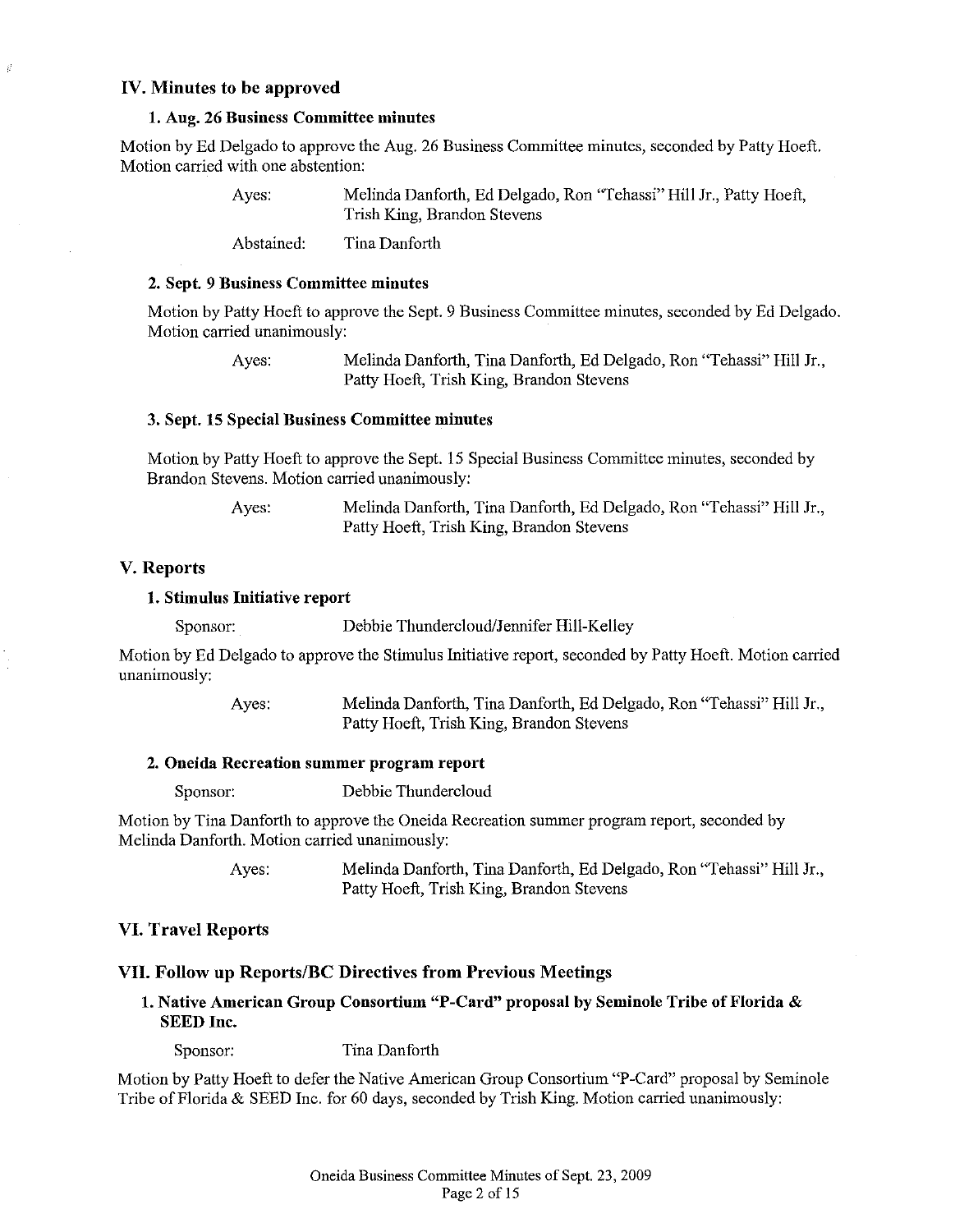## IV. Minutes to be approved

### 1. Aug. 26 Business Committee minutes

Motion by Ed Delgado to approve the Aug. 26 Business Committee minutes, seconded by Patty Hoeft. Motion carried with one abstention:

Ayes: Melinda Danforth, Ed Delgado, Ron "Tehassi" Hill Jr., Patty Hoeft, Trish King, Brandon Stevens

Abstained: Tina Danforth

### 2. Sept. 9 Business Committee minutes

Motion by Patty Hoeft to approve the Sept. 9 Business Committee minutes, seconded by Ed Delgado. Motion carried unanimously:

Ayes: Melinda Danforth, Tina Danforth, Ed Delgado, Ron "Tehassi" Hill Jr., Patty Hoeft, Trish King, Brandon Stevens

### 3. Sept. 15 Special Business Committee minutes

Motion by Patty Hoeft to approve the Sept. 15 Special Business Committee minutes, seconded by Brandon Stevens. Motion carried unanimously:

Ayes: Melinda Danforth, Tina Danforth, Ed Delgado, Ron "Tehassi" Hill Jr., Patty Hoeft, Trish King, Brandon Stevens

## V. Reports

### 1. Stimulus Initiative report

Sponsor: Debbie Thundercloud/Jennifer Hill-Kelley

Motion by Ed Delgado to approve the Stimulus Initiative report, seconded by Patty Hoeft. Motion carried unanimously:

Ayes: Melinda Danforth, Tina Danforth, Ed Delgado, Ron "Tehassi" Hill Jr., Patty Hoeft, Trish King, Brandon Stevens

### 2. Oneida Recreation summer program report

Sponsor: Debbie Thundercloud

Motion by Tina Danforth to approve the Oneida Recreation summer program report, seconded by Melinda Danforth. Motion carried unanimously:

Ayes: Melinda Danforth, Tina Danforth, Ed Delgado, Ron "Tehassi" Hill Jr., Patty Hoeft, Trish King, Brandon Stevens

## VI. Travel Reports

## VII. Follow up Reports/BC Directives from Previous Meetings

### 1. Native American Group Consortium "P-Card" proposal by Seminole Tribe of Florida & SEED Inc.

Sponsor: Tina Danforth

Motion by Patty Hoeft to defer the Native American Group Consortium "P-Card" proposal by Seminole Tribe of Florida & SEED Inc. for 60 days, seconded by Trish King. Motion carried unanimously: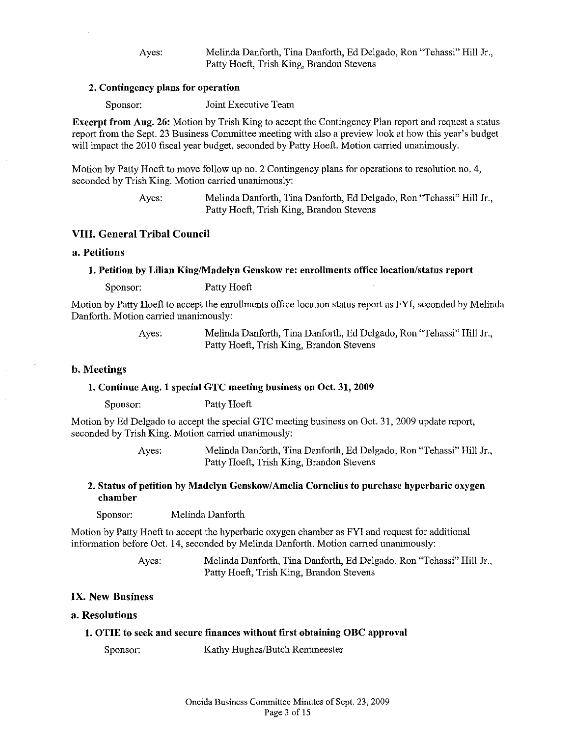Ayes: Melinda Danforth, Tina Danforth, Ed Delgado, Ron "Tehassi" Hill Jr., Patty Hoeft, Trish King, Brandon Stevens

#### 2. Contingency plans for operation

Sponsor: Joint Executive Team

**Excerpt from Aug. 26:** Motion by Trish King to accept the Contingency Plan report and request a status report from the Sept. 23 Business Committee meeting with also a preview look at how this year's budget will impact the 2010 fiscal year budget, seconded by Patty Hoeft. Motion carried unanimously.

Motion by Patty Hoeft to move follow up no. 2 Contingency plans for operations to resolution no. 4, seconded by Trish King. Motion carried unanimously:

Ayes: Melinda Danforth, Tina Danforth, Ed Delgado, Ron "Tehassi" Hill Jr., Patty Hoeft, Trish King, Brandon Stevens

## VIII. General Tribal Council

### a. Petitions

#### 1. Petition by Lilian King/Madelyn Genskow re: enrollments office location/status report

Sponsor: Patty Hoeft

Motion by Patty Hoeft to accept the enrollments office location status report as FYI, seconded by Melinda Danforth. Motion carried unanimously:

Ayes: Melinda Danforth, Tina Danforth, Ed Delgado, Ron "Tehassi" Hill Jr., Patty Hoeft, Trish King, Brandon Stevens

### b. Meetings

#### 1. Continue Aug. 1 special GTC meeting business on Oct. 31, 2009

Sponsor: Patty Hoeft

Motion by Ed Delgado to accept the special GTC meeting business on Oct. 31, 2009 update report, seconded by Trish King. Motion carried unanimously:

Ayes: Melinda Danforth, Tina Danforth, Ed Delgado, Ron "Tehassi" Hill Jr., Patty Hoeft, Trish King, Brandon Stevens

#### 2. Status of petition by Madelyn Genskow/Amelia Cornelius to purchase hyperbaric oxygen chamber

Sponsor: Melinda Danforth

Motion by Patty Hoeft to accept the hyperbaric oxygen chamber as FYI and request for additional information before Oct. 14, seconded by Melinda Danforth. Motion carried unanimously:

Ayes: Melinda Danforth, Tina Danforth, Ed Delgado, Ron "Tehassi" Hill Jr., Patty Hoeft, Trish King, Brandon Stevens

## IX. New Business

### a. Resolutions

#### 1. OTIE to seek and secure finances without first obtaining OBC approval

Sponsor: Kathy Hughes/Butch Rentmeester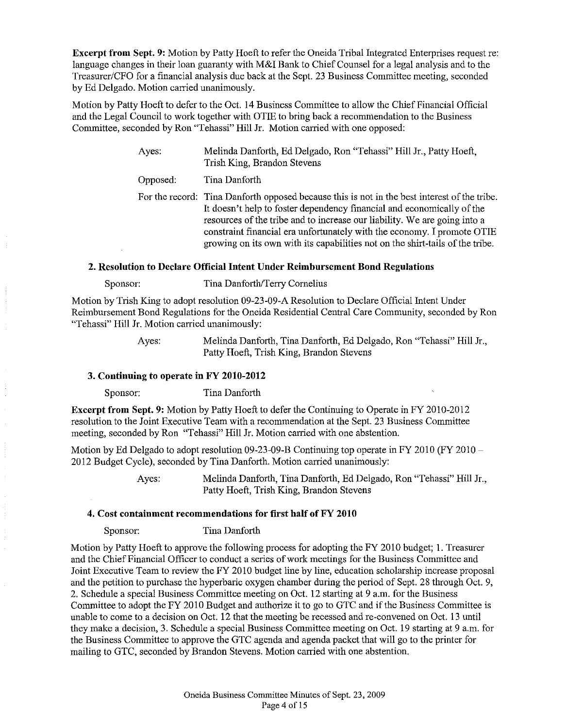**Excerpt from Sept. 9:** Motion by Patty Hoeft to refer the Oneida Tribal Integrated Enterprises request re: language changes in their loan guaranty with M&I Bank to Chief Counsel for a legal analysis and to the Treasurer/CFO for a financial analysis due back at the Sept. 23 Business Committee meeting, seconded by Ed Delgado. Motion carried unanimously.

Motion by Patty Hoeft to defer to the Oct. 14 Business Committee to allow the Chief Financial Official and the Legal Council to work together with OTIE to bring back a recommendation to the Business Committee, seconded by Ron "Tehassi" Hill Jr. Motion carried with one opposed:

Ayes: Melinda Danforth, Ed Delgado, Ron "Tehassi" Hill Jr., Patty Hoeft, Trish King, Brandon Stevens

Opposed: Tina Danforth

For the record: Tina Danforth opposed because this is not in the best interest of the tribe. It doesn't help to foster dependency financial and economically of the resources of the tribe and to increase our liability. We are going into a constraint financial era unfortunately with the economy. I promote OTIE growing on its own with its capabilities not on the shirt-tails of the tribe.

### 2. Resolution to Declare Official Intent Under Reimbursement Bond Regulations

Sponsor: Tina Danforth/Terry Cornelius

Motion by Trish King to adopt resolution 09-23-09-A Resolution to Declare Official Intent Under Reimbursement Bond Regulations for the Oneida Residential Central Care Community, seconded by Ron "Tehassi" Hill Jr. Motion carried unanimously:

Ayes: Melinda Danforth, Tina Danforth, Ed Delgado, Ron "Tehassi" Hill Jr., Patty Hoeft, Trish King, Brandon Stevens

### 3. Continuing to operate in FY 2010-2012

Sponsor: Tina Danforth

**Excerpt from Sept. 9:** Motion by Patty Hoeft to defer the Continuing to Operate in FY 2010-2012 resolution to the Joint Executive Team with a recommendation at the Sept. 23 Business Committee meeting, seconded by Ron "Tehassi" Hill Jr. Motion carried with one abstention.

Motion by Ed Delgado to adopt resolution 09-23-09-B Continuing top operate in FY 2010 (FY 2010 – 2012 Budget Cycle), seconded by Tina Danforth. Motion carried unanimously:

Ayes: Melinda Danforth, Tina Danforth, Ed Delgado, Ron "Tehassi" Hill Jr., Patty Hoeft, Trish King, Brandon Stevens

### 4. Cost containment recommendations for first half of FY 2010

Sponsor: Tina Danforth

Motion by Patty Hoeft to approve the following process for adopting the FY 2010 budget; 1. Treasurer and the Chief Financial Officer to conduct a series of work meetings for the Business Committee and Joint Executive Team to review the FY 2010 budget line by line, education scholarship increase proposal and the petition to purchase the hyperbaric oxygen chamber during the period of Sept. 28 through Oct. 9, 2. Schedule a special Business Committee meeting on Oct. 12 starting at 9 a.m. for the Business Committee to adopt the FY 2010 Budget and authorize it to go to GTC and if the Business Committee is unable to come to a decision on Oct. 12 that the meeting be recessed and re-convened on Oct. 13 until they make a decision, 3. Schedule a special Business Committee meeting on Oct. 19 starting at 9 a.m. for the Business Committee to approve the GTC agenda and agenda packet that will go to the printer for mailing to GTC, seconded by Brandon Stevens. Motion carried with one abstention.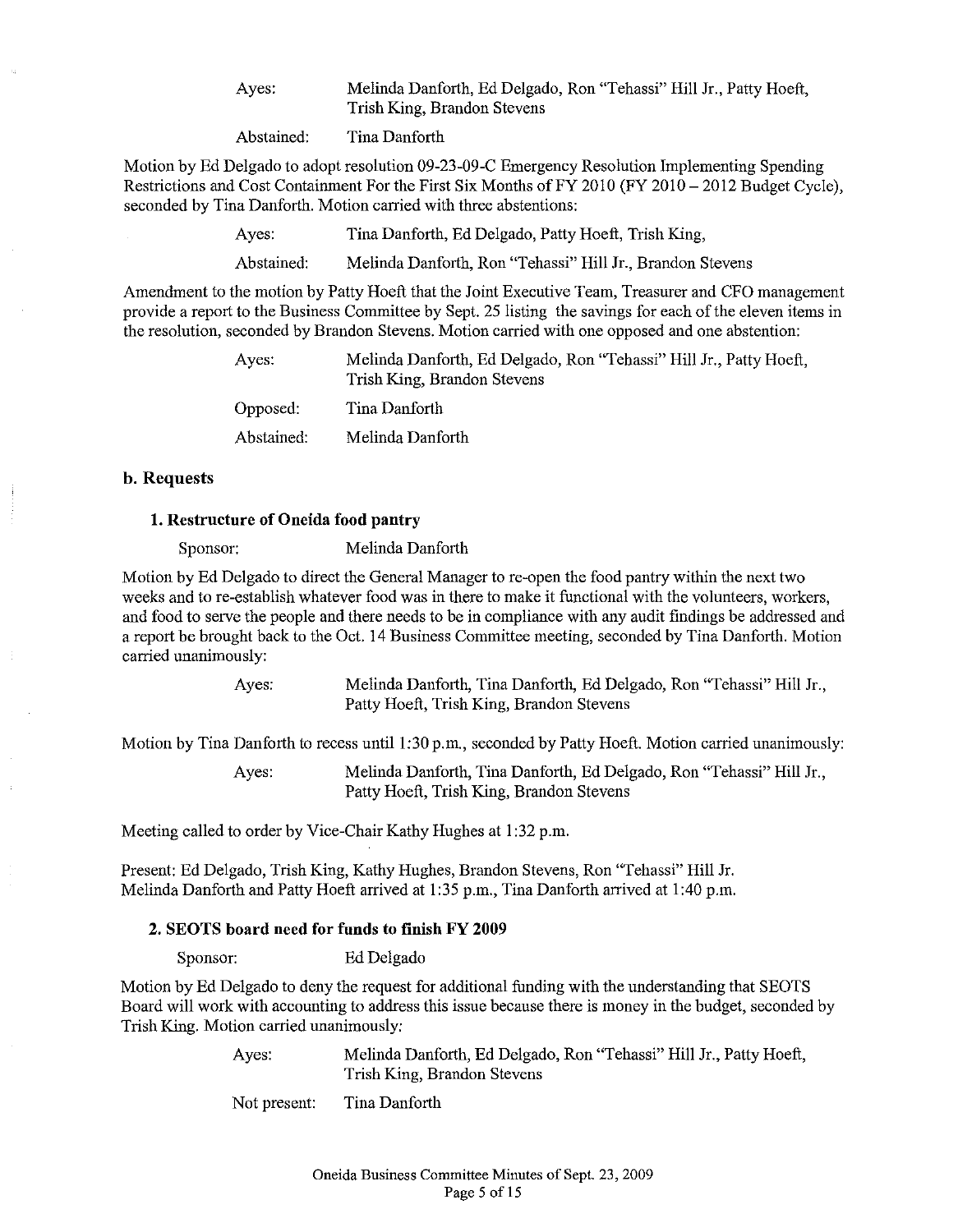Ayes: Melinda Danforth, Ed Delgado, Ron "Tehassi" Hill Jr., Patty Hoeft, Trish King, Brandon Stevens

Abstained: Tina Danforth

Motion by Ed Delgado to adopt resolution 09-23-09-C Emergency Resolution Implementing Spending Restrictions and Cost Containment For the First Six Months of FY 2010 (FY 2010 – 2012 Budget Cycle), seconded by Tina Danforth. Motion carried with three abstentions:

Ayes: Tina Danforth, Ed Delgado, Patty Hoeft, Trish King,

Abstained: Melinda Danforth, Ron "Tehassi" Hill Jr., Brandon Stevens

Amendment to the motion by Patty Hoeft that the Joint Executive Team, Treasurer and CFO management provide a report to the Business Committee by Sept. 25 listing the savings for each of the eleven items in the resolution, seconded by Brandon Stevens. Motion carried with one opposed and one abstention:

Ayes: Melinda Danforth, Ed Delgado, Ron "Tehassi" Hill Jr., Patty Hoeft, Trish King, Brandon Stevens

Opposed: Tina Danforth

Abstained: Melinda Danforth

### b. Requests

#### 1. Restructure of Oneida food pantry

Sponsor: Melinda Danforth

Motion by Ed Delgado to direct the General Manager to re-open the food pantry within the next two weeks and to re-establish whatever food was in there to make it functional with the volunteers, workers, and food to serve the people and there needs to be in compliance with any audit findings be addressed and a report be brought back to the Oct. 14 Business Committee meeting, seconded by Tina Danforth. Motion carried unanimously:

Ayes: Melinda Danforth, Tina Danforth, Ed Delgado, Ron "Tehassi" Hill Jr., Patty Hoeft, Trish King, Brandon Stevens

Motion by Tina Danforth to recess until 1:30 p.m., seconded by Patty Hoeft. Motion carried unanimously:

Ayes: Melinda Danforth, Tina Danforth, Ed Delgado, Ron "Tehassi" Hill Jr., Patty Hoeft, Trish King, Brandon Stevens

Meeting called to order by Vice-Chair Kathy Hughes at 1:32 p.m.

Present: Ed Delgado, Trish King, Kathy Hughes, Brandon Stevens, Ron "Tehassi" Hill Jr. Melinda Danforth and Patty Hoeft arrived at 1:35 p.m., Tina Danforth arrived at 1:40 p.m.

#### 2. SEOTS board need for funds to finish FY 2009

Sponsor: Ed Delgado

Motion by Ed Delgado to deny the request for additional funding with the understanding that SEOTS Board will work with accounting to address this issue because there is money in the budget, seconded by Trish King. Motion carried unanimously:

Ayes: Melinda Danforth, Ed Delgado, Ron "Tehassi" Hill Jr., Patty Hoeft, Trish King, Brandon Stevens

Not present: Tina Danforth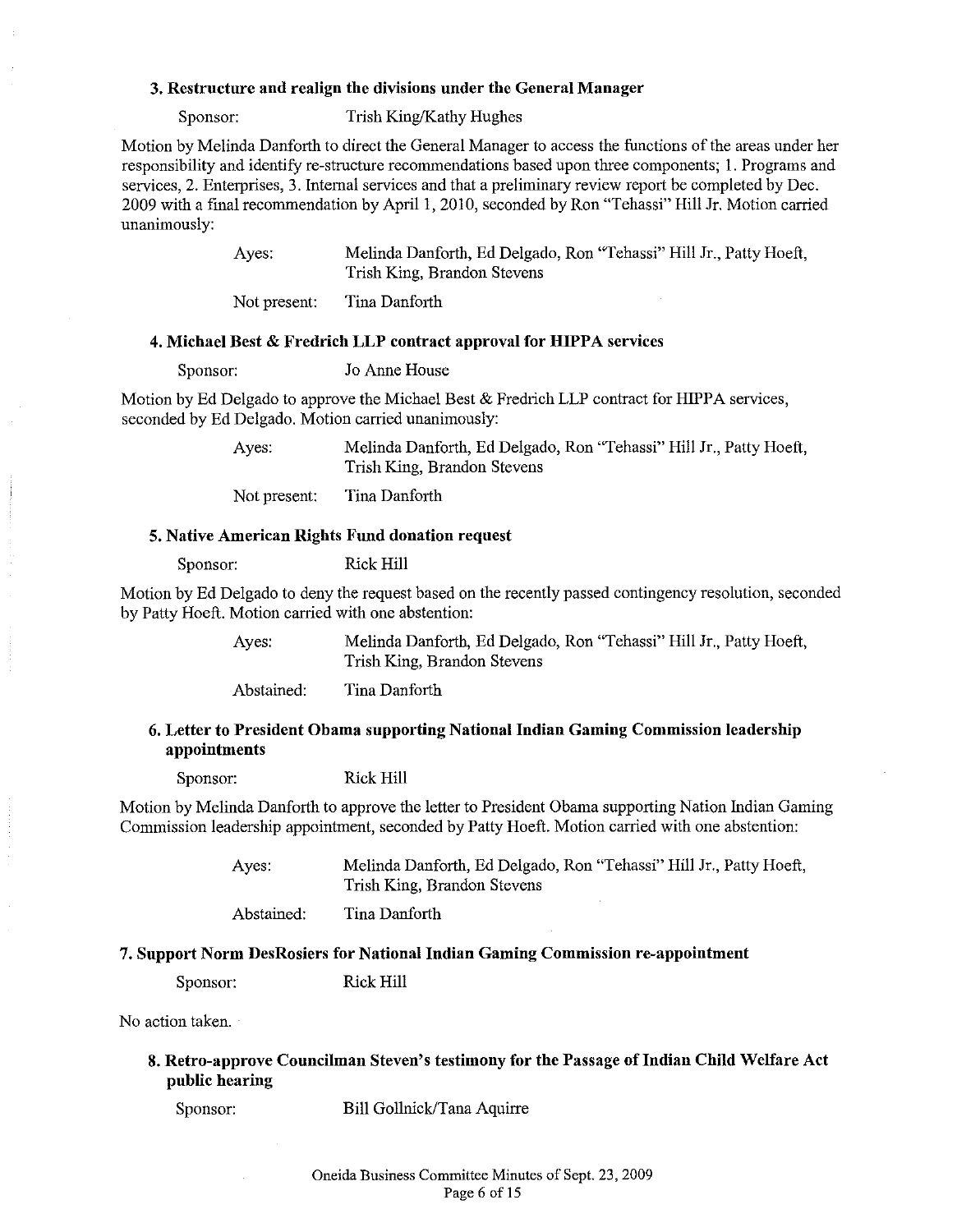### 3. Restructure and realign the divisions under the General Manager

Sponsor: Trish King/Kathy Hughes

Motion by Melinda Danforth to direct the General Manager to access the functions of the areas under her responsibility and identify re-structure recommendations based upon three components; 1. Programs and services, 2. Enterprises, 3. Internal services and that a preliminary review report be completed by Dec. 2009 with a final recommendation by April 1, 2010, seconded by Ron "Tehassi" Hill Jr. Motion carried unanimously:

Ayes: Melinda Danforth, Ed Delgado, Ron "Tehassi" Hill Jr., Patty Hoeft, Trish King, Brandon Stevens

Not present: Tina Danforth

### 4. Michael Best & Fredrich LLP contract approval for HIPPA services

Sponsor: Jo Anne House

Motion by Ed Delgado to approve the Michael Best & Fredrich LLP contract for HIPPA services, seconded by Ed Delgado. Motion carried unanimously:

Ayes: Melinda Danforth, Ed Delgado, Ron "Tehassi" Hill Jr., Patty Hoeft, Trish King, Brandon Stevens

Not present: Tina Danforth

### 5. Native American Rights Fund donation request

Sponsor: Rick Hill

Motion by Ed Delgado to deny the request based on the recently passed contingency resolution, seconded by Patty Hoeft. Motion carried with one abstention:

Ayes: Melinda Danforth, Ed Delgado, Ron "Tehassi" Hill Jr., Patty Hoeft, Trish King, Brandon Stevens

Abstained: Tina Danforth

### 6. Letter to President Obama supporting National Indian Gaming Commission leadership appointments

Sponsor: Rick Hill

Motion by Melinda Danforth to approve the letter to President Obama supporting Nation Indian Gaming Commission leadership appointment, seconded by Patty Hoeft. Motion carried with one abstention:

Ayes: Melinda Danforth, Ed Delgado, Ron "Tehassi" Hill Jr., Patty Hoeft, Trish King, Brandon Stevens

Abstained: Tina Danforth

### 7. Support Norm DesRosiers for National Indian Gaming Commission re-appointment

Sponsor: Rick Hill

No action taken.

### 8. Retro-approve Councilman Steven's testimony for the Passage of Indian Child Welfare Act public hearing

Sponsor: Bill Gollnick/Tana Aquirre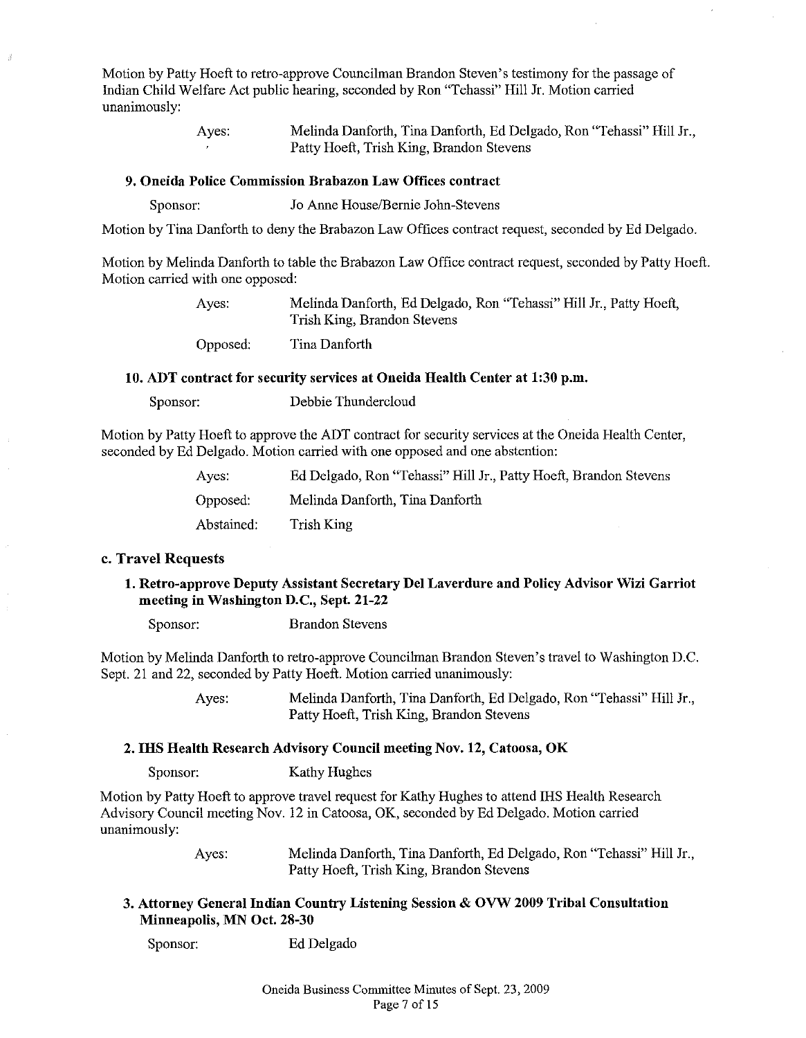Motion by Patty Hoeft to retro-approve Councilman Brandon Steven's testimony for the passage of Indian Child Welfare Act public hearing, seconded by Ron "Tehassi" Hill Jr. Motion carried unanimously:

| | |
|---|---|
| Ayes: | Melinda Danforth, Tina Danforth, Ed Delgado, Ron "Tehassi" Hill Jr., Patty Hoeft, Trish King, Brandon Stevens |

### 9. Oneida Police Commission Brabazon Law Offices contract

Sponsor: Jo Anne House/Bernie John-Stevens

Motion by Tina Danforth to deny the Brabazon Law Offices contract request, seconded by Ed Delgado.

Motion by Melinda Danforth to table the Brabazon Law Office contract request, seconded by Patty Hoeft. Motion carried with one opposed:

| | |
|---|---|
| Ayes: | Melinda Danforth, Ed Delgado, Ron "Tehassi" Hill Jr., Patty Hoeft, Trish King, Brandon Stevens |
| Opposed: | Tina Danforth |

### 10. ADT contract for security services at Oneida Health Center at 1:30 p.m.

Sponsor: Debbie Thundercloud

Motion by Patty Hoeft to approve the ADT contract for security services at the Oneida Health Center, seconded by Ed Delgado. Motion carried with one opposed and one abstention:

| | |
|---|---|
| Ayes: | Ed Delgado, Ron "Tehassi" Hill Jr., Patty Hoeft, Brandon Stevens |
| Opposed: | Melinda Danforth, Tina Danforth |
| Abstained: | Trish King |

## c. Travel Requests

### 1. Retro-approve Deputy Assistant Secretary Del Laverdure and Policy Advisor Wizi Garriot meeting in Washington D.C., Sept. 21-22

Sponsor: Brandon Stevens

Motion by Melinda Danforth to retro-approve Councilman Brandon Steven's travel to Washington D.C. Sept. 21 and 22, seconded by Patty Hoeft. Motion carried unanimously:

| | |
|---|---|
| Ayes: | Melinda Danforth, Tina Danforth, Ed Delgado, Ron "Tehassi" Hill Jr., Patty Hoeft, Trish King, Brandon Stevens |

### 2. IHS Health Research Advisory Council meeting Nov. 12, Catoosa, OK

Sponsor: Kathy Hughes

Motion by Patty Hoeft to approve travel request for Kathy Hughes to attend IHS Health Research Advisory Council meeting Nov. 12 in Catoosa, OK, seconded by Ed Delgado. Motion carried unanimously:

| | |
|---|---|
| Ayes: | Melinda Danforth, Tina Danforth, Ed Delgado, Ron "Tehassi" Hill Jr., Patty Hoeft, Trish King, Brandon Stevens |

### 3. Attorney General Indian Country Listening Session & OVW 2009 Tribal Consultation Minneapolis, MN Oct. 28-30

Sponsor: Ed Delgado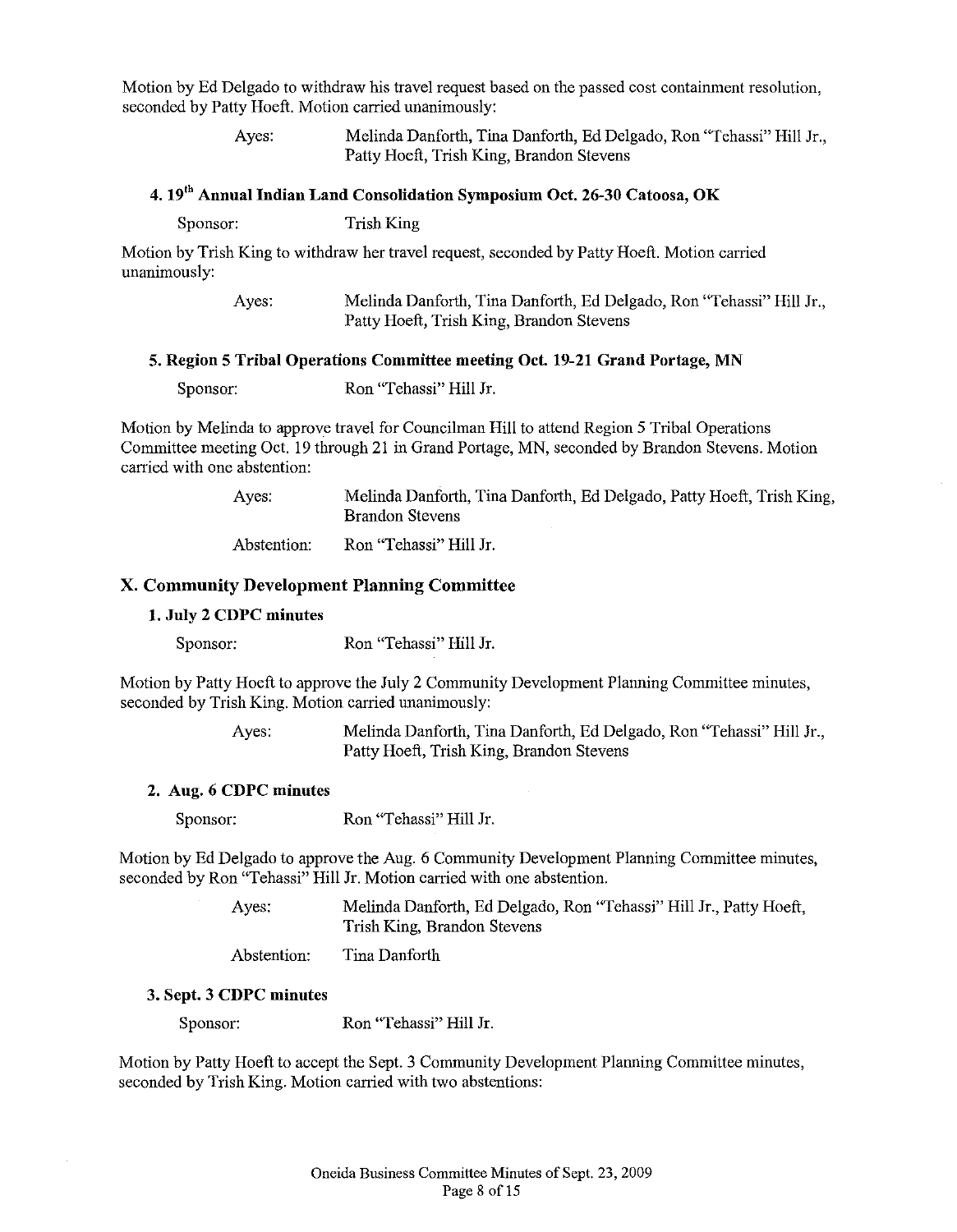Motion by Ed Delgado to withdraw his travel request based on the passed cost containment resolution, seconded by Patty Hoeft. Motion carried unanimously:

> Ayes: Melinda Danforth, Tina Danforth, Ed Delgado, Ron "Tehassi" Hill Jr., Patty Hoeft, Trish King, Brandon Stevens

### 4. 19th Annual Indian Land Consolidation Symposium Oct. 26-30 Catoosa, OK

Sponsor: Trish King

Motion by Trish King to withdraw her travel request, seconded by Patty Hoeft. Motion carried unanimously:

> Ayes: Melinda Danforth, Tina Danforth, Ed Delgado, Ron "Tehassi" Hill Jr., Patty Hoeft, Trish King, Brandon Stevens

### 5. Region 5 Tribal Operations Committee meeting Oct. 19-21 Grand Portage, MN

Sponsor: Ron "Tehassi" Hill Jr.

Motion by Melinda to approve travel for Councilman Hill to attend Region 5 Tribal Operations Committee meeting Oct. 19 through 21 in Grand Portage, MN, seconded by Brandon Stevens. Motion carried with one abstention:

> Ayes: Melinda Danforth, Tina Danforth, Ed Delgado, Patty Hoeft, Trish King, Brandon Stevens
>
> Abstention: Ron "Tehassi" Hill Jr.

## X. Community Development Planning Committee

### 1. July 2 CDPC minutes

Sponsor: Ron "Tehassi" Hill Jr.

Motion by Patty Hoeft to approve the July 2 Community Development Planning Committee minutes, seconded by Trish King. Motion carried unanimously:

> Ayes: Melinda Danforth, Tina Danforth, Ed Delgado, Ron "Tehassi" Hill Jr., Patty Hoeft, Trish King, Brandon Stevens

### 2. Aug. 6 CDPC minutes

Sponsor: Ron "Tehassi" Hill Jr.

Motion by Ed Delgado to approve the Aug. 6 Community Development Planning Committee minutes, seconded by Ron "Tehassi" Hill Jr. Motion carried with one abstention.

> Ayes: Melinda Danforth, Ed Delgado, Ron "Tehassi" Hill Jr., Patty Hoeft, Trish King, Brandon Stevens
>
> Abstention: Tina Danforth

### 3. Sept. 3 CDPC minutes

Sponsor: Ron "Tehassi" Hill Jr.

Motion by Patty Hoeft to accept the Sept. 3 Community Development Planning Committee minutes, seconded by Trish King. Motion carried with two abstentions: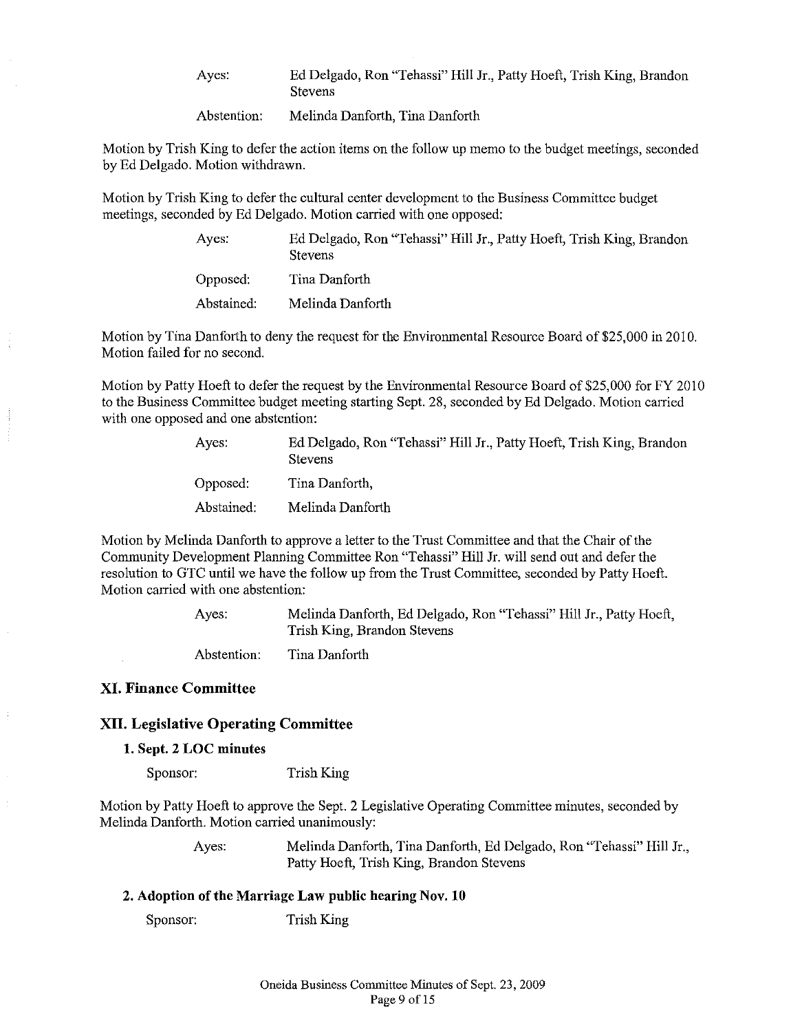Ayes: Ed Delgado, Ron "Tehassi" Hill Jr., Patty Hoeft, Trish King, Brandon Stevens

Abstention: Melinda Danforth, Tina Danforth

Motion by Trish King to defer the action items on the follow up memo to the budget meetings, seconded by Ed Delgado. Motion withdrawn.

Motion by Trish King to defer the cultural center development to the Business Committee budget meetings, seconded by Ed Delgado. Motion carried with one opposed:

Ayes: Ed Delgado, Ron "Tehassi" Hill Jr., Patty Hoeft, Trish King, Brandon Stevens

Opposed: Tina Danforth

Abstained: Melinda Danforth

Motion by Tina Danforth to deny the request for the Environmental Resource Board of $25,000 in 2010. Motion failed for no second.

Motion by Patty Hoeft to defer the request by the Environmental Resource Board of $25,000 for FY 2010 to the Business Committee budget meeting starting Sept. 28, seconded by Ed Delgado. Motion carried with one opposed and one abstention:

Ayes: Ed Delgado, Ron "Tehassi" Hill Jr., Patty Hoeft, Trish King, Brandon Stevens

Opposed: Tina Danforth,

Abstained: Melinda Danforth

Motion by Melinda Danforth to approve a letter to the Trust Committee and that the Chair of the Community Development Planning Committee Ron "Tehassi" Hill Jr. will send out and defer the resolution to GTC until we have the follow up from the Trust Committee, seconded by Patty Hoeft. Motion carried with one abstention:

Ayes: Melinda Danforth, Ed Delgado, Ron "Tehassi" Hill Jr., Patty Hoeft, Trish King, Brandon Stevens

Abstention: Tina Danforth

## XI. Finance Committee

## XII. Legislative Operating Committee

### 1. Sept. 2 LOC minutes

Sponsor: Trish King

Motion by Patty Hoeft to approve the Sept. 2 Legislative Operating Committee minutes, seconded by Melinda Danforth. Motion carried unanimously:

Ayes: Melinda Danforth, Tina Danforth, Ed Delgado, Ron "Tehassi" Hill Jr., Patty Hoeft, Trish King, Brandon Stevens

### 2. Adoption of the Marriage Law public hearing Nov. 10

Sponsor: Trish King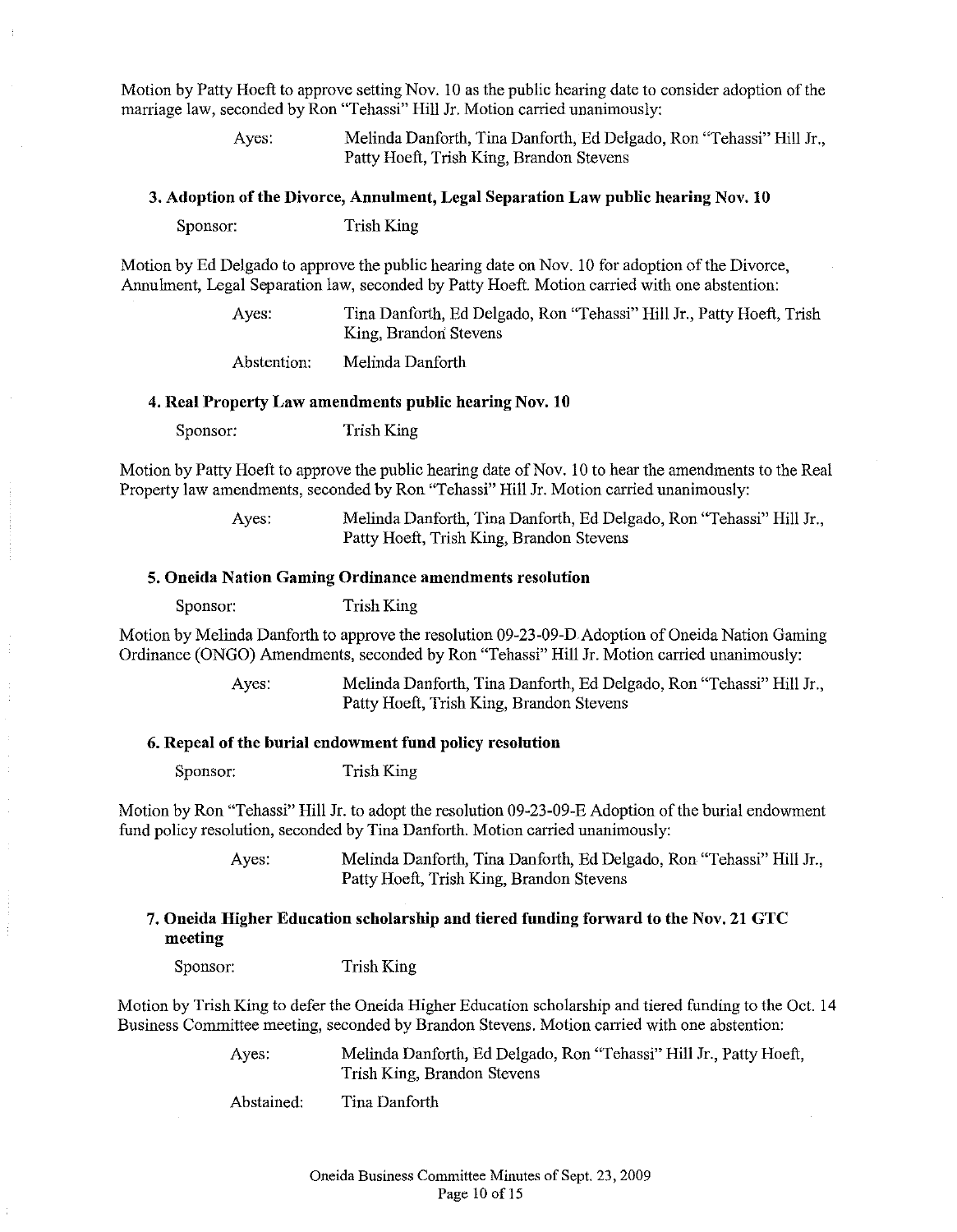Motion by Patty Hoeft to approve setting Nov. 10 as the public hearing date to consider adoption of the marriage law, seconded by Ron "Tehassi" Hill Jr. Motion carried unanimously:

Ayes: Melinda Danforth, Tina Danforth, Ed Delgado, Ron "Tehassi" Hill Jr., Patty Hoeft, Trish King, Brandon Stevens

### 3. Adoption of the Divorce, Annulment, Legal Separation Law public hearing Nov. 10

Sponsor: Trish King

Motion by Ed Delgado to approve the public hearing date on Nov. 10 for adoption of the Divorce, Annulment, Legal Separation law, seconded by Patty Hoeft. Motion carried with one abstention:

Ayes: Tina Danforth, Ed Delgado, Ron "Tehassi" Hill Jr., Patty Hoeft, Trish King, Brandon Stevens

Abstention: Melinda Danforth

### 4. Real Property Law amendments public hearing Nov. 10

Sponsor: Trish King

Motion by Patty Hoeft to approve the public hearing date of Nov. 10 to hear the amendments to the Real Property law amendments, seconded by Ron "Tehassi" Hill Jr. Motion carried unanimously:

Ayes: Melinda Danforth, Tina Danforth, Ed Delgado, Ron "Tehassi" Hill Jr., Patty Hoeft, Trish King, Brandon Stevens

### 5. Oneida Nation Gaming Ordinance amendments resolution

Sponsor: Trish King

Motion by Melinda Danforth to approve the resolution 09-23-09-D Adoption of Oneida Nation Gaming Ordinance (ONGO) Amendments, seconded by Ron "Tehassi" Hill Jr. Motion carried unanimously:

Ayes: Melinda Danforth, Tina Danforth, Ed Delgado, Ron "Tehassi" Hill Jr., Patty Hoeft, Trish King, Brandon Stevens

### 6. Repeal of the burial endowment fund policy resolution

Sponsor: Trish King

Motion by Ron "Tehassi" Hill Jr. to adopt the resolution 09-23-09-E Adoption of the burial endowment fund policy resolution, seconded by Tina Danforth. Motion carried unanimously:

Ayes: Melinda Danforth, Tina Danforth, Ed Delgado, Ron "Tehassi" Hill Jr., Patty Hoeft, Trish King, Brandon Stevens

### 7. Oneida Higher Education scholarship and tiered funding forward to the Nov. 21 GTC meeting

Sponsor: Trish King

Motion by Trish King to defer the Oneida Higher Education scholarship and tiered funding to the Oct. 14 Business Committee meeting, seconded by Brandon Stevens. Motion carried with one abstention:

Ayes: Melinda Danforth, Ed Delgado, Ron "Tehassi" Hill Jr., Patty Hoeft, Trish King, Brandon Stevens

Abstained: Tina Danforth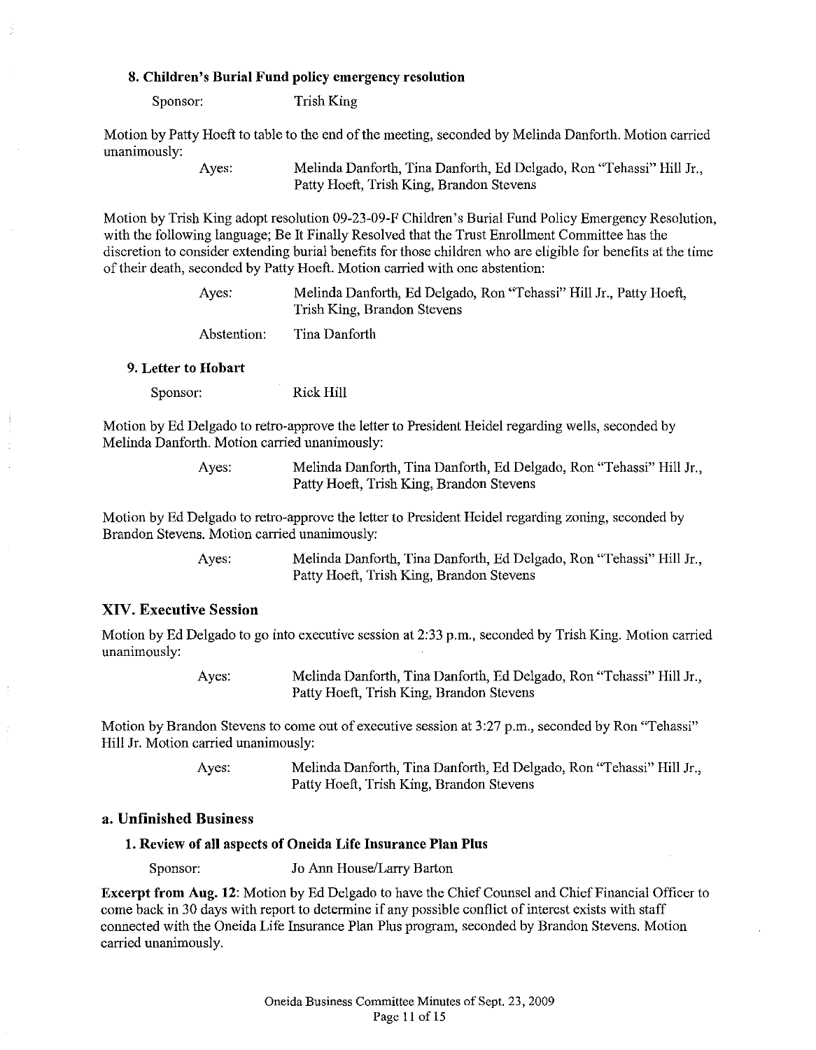#### 8. Children's Burial Fund policy emergency resolution

Sponsor: Trish King

Motion by Patty Hoeft to table to the end of the meeting, seconded by Melinda Danforth. Motion carried unanimously:

Ayes: Melinda Danforth, Tina Danforth, Ed Delgado, Ron "Tehassi" Hill Jr., Patty Hoeft, Trish King, Brandon Stevens

Motion by Trish King adopt resolution 09-23-09-F Children's Burial Fund Policy Emergency Resolution, with the following language; Be It Finally Resolved that the Trust Enrollment Committee has the discretion to consider extending burial benefits for those children who are eligible for benefits at the time of their death, seconded by Patty Hoeft. Motion carried with one abstention:

Ayes: Melinda Danforth, Ed Delgado, Ron "Tehassi" Hill Jr., Patty Hoeft, Trish King, Brandon Stevens

Abstention: Tina Danforth

#### 9. Letter to Hobart

Sponsor: Rick Hill

Motion by Ed Delgado to retro-approve the letter to President Heidel regarding wells, seconded by Melinda Danforth. Motion carried unanimously:

Ayes: Melinda Danforth, Tina Danforth, Ed Delgado, Ron "Tehassi" Hill Jr., Patty Hoeft, Trish King, Brandon Stevens

Motion by Ed Delgado to retro-approve the letter to President Heidel regarding zoning, seconded by Brandon Stevens. Motion carried unanimously:

Ayes: Melinda Danforth, Tina Danforth, Ed Delgado, Ron "Tehassi" Hill Jr., Patty Hoeft, Trish King, Brandon Stevens

## XIV. Executive Session

Motion by Ed Delgado to go into executive session at 2:33 p.m., seconded by Trish King. Motion carried unanimously:

Ayes: Melinda Danforth, Tina Danforth, Ed Delgado, Ron "Tehassi" Hill Jr., Patty Hoeft, Trish King, Brandon Stevens

Motion by Brandon Stevens to come out of executive session at 3:27 p.m., seconded by Ron "Tehassi" Hill Jr. Motion carried unanimously:

Ayes: Melinda Danforth, Tina Danforth, Ed Delgado, Ron "Tehassi" Hill Jr., Patty Hoeft, Trish King, Brandon Stevens

### a. Unfinished Business

#### 1. Review of all aspects of Oneida Life Insurance Plan Plus

Sponsor: Jo Ann House/Larry Barton

**Excerpt from Aug. 12**: Motion by Ed Delgado to have the Chief Counsel and Chief Financial Officer to come back in 30 days with report to determine if any possible conflict of interest exists with staff connected with the Oneida Life Insurance Plan Plus program, seconded by Brandon Stevens. Motion carried unanimously.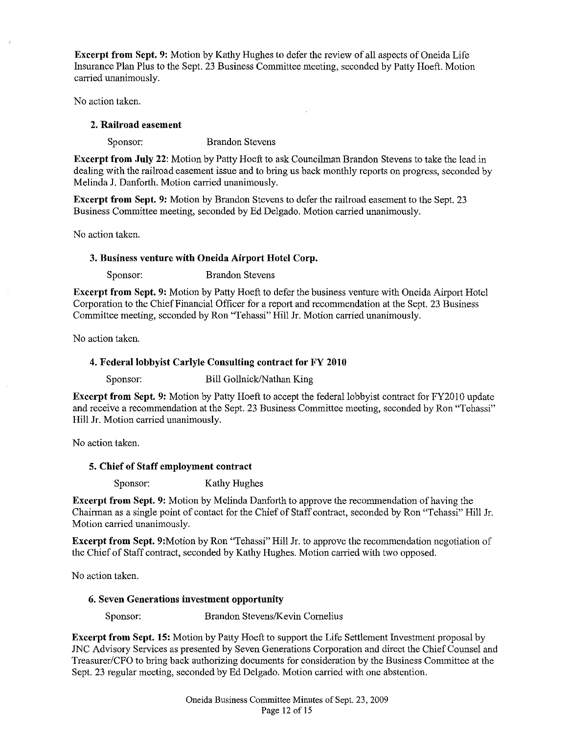**Excerpt from Sept. 9:** Motion by Kathy Hughes to defer the review of all aspects of Oneida Life Insurance Plan Plus to the Sept. 23 Business Committee meeting, seconded by Patty Hoeft. Motion carried unanimously.

No action taken.

### 2. Railroad easement

Sponsor: Brandon Stevens

**Excerpt from July 22:** Motion by Patty Hoeft to ask Councilman Brandon Stevens to take the lead in dealing with the railroad easement issue and to bring us back monthly reports on progress, seconded by Melinda J. Danforth. Motion carried unanimously.

**Excerpt from Sept. 9:** Motion by Brandon Stevens to defer the railroad easement to the Sept. 23 Business Committee meeting, seconded by Ed Delgado. Motion carried unanimously.

No action taken.

### 3. Business venture with Oneida Airport Hotel Corp.

Sponsor: Brandon Stevens

**Excerpt from Sept. 9:** Motion by Patty Hoeft to defer the business venture with Oneida Airport Hotel Corporation to the Chief Financial Officer for a report and recommendation at the Sept. 23 Business Committee meeting, seconded by Ron "Tehassi" Hill Jr. Motion carried unanimously.

No action taken.

### 4. Federal lobbyist Carlyle Consulting contract for FY 2010

Sponsor: Bill Gollnick/Nathan King

**Excerpt from Sept. 9:** Motion by Patty Hoeft to accept the federal lobbyist contract for FY2010 update and receive a recommendation at the Sept. 23 Business Committee meeting, seconded by Ron "Tehassi" Hill Jr. Motion carried unanimously.

No action taken.

### 5. Chief of Staff employment contract

Sponsor: Kathy Hughes

**Excerpt from Sept. 9:** Motion by Melinda Danforth to approve the recommendation of having the Chairman as a single point of contact for the Chief of Staff contract, seconded by Ron "Tehassi" Hill Jr. Motion carried unanimously.

**Excerpt from Sept. 9:** Motion by Ron "Tehassi" Hill Jr. to approve the recommendation negotiation of the Chief of Staff contract, seconded by Kathy Hughes. Motion carried with two opposed.

No action taken.

### 6. Seven Generations investment opportunity

Sponsor: Brandon Stevens/Kevin Cornelius

**Excerpt from Sept. 15:** Motion by Patty Hoeft to support the Life Settlement Investment proposal by JNC Advisory Services as presented by Seven Generations Corporation and direct the Chief Counsel and Treasurer/CFO to bring back authorizing documents for consideration by the Business Committee at the Sept. 23 regular meeting, seconded by Ed Delgado. Motion carried with one abstention.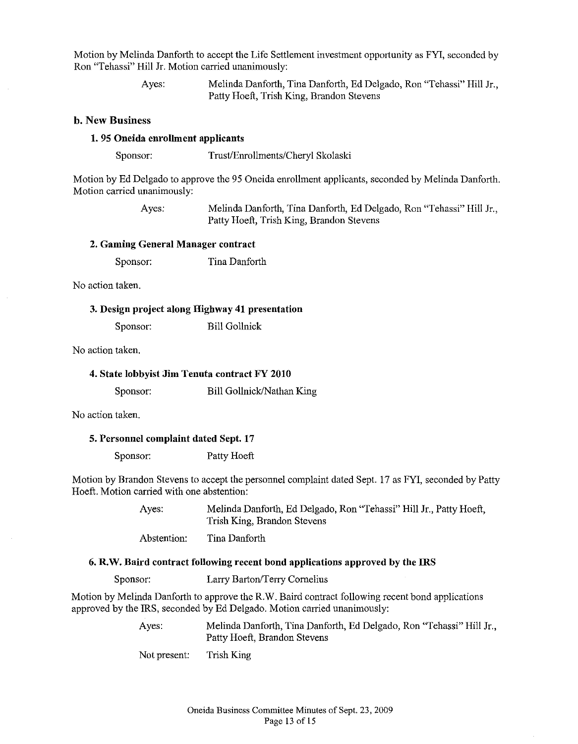Motion by Melinda Danforth to accept the Life Settlement investment opportunity as FYI, seconded by Ron "Tehassi" Hill Jr. Motion carried unanimously:

> Ayes: Melinda Danforth, Tina Danforth, Ed Delgado, Ron "Tehassi" Hill Jr., Patty Hoeft, Trish King, Brandon Stevens

## b. New Business

### 1. 95 Oneida enrollment applicants

> Sponsor: Trust/Enrollments/Cheryl Skolaski

Motion by Ed Delgado to approve the 95 Oneida enrollment applicants, seconded by Melinda Danforth. Motion carried unanimously:

> Ayes: Melinda Danforth, Tina Danforth, Ed Delgado, Ron "Tehassi" Hill Jr., Patty Hoeft, Trish King, Brandon Stevens

### 2. Gaming General Manager contract

> Sponsor: Tina Danforth

No action taken.

### 3. Design project along Highway 41 presentation

> Sponsor: Bill Gollnick

No action taken.

### 4. State lobbyist Jim Tenuta contract FY 2010

> Sponsor: Bill Gollnick/Nathan King

No action taken.

### 5. Personnel complaint dated Sept. 17

> Sponsor: Patty Hoeft

Motion by Brandon Stevens to accept the personnel complaint dated Sept. 17 as FYI, seconded by Patty Hoeft. Motion carried with one abstention:

> Ayes: Melinda Danforth, Ed Delgado, Ron "Tehassi" Hill Jr., Patty Hoeft, Trish King, Brandon Stevens
>
> Abstention: Tina Danforth

### 6. R.W. Baird contract following recent bond applications approved by the IRS

> Sponsor: Larry Barton/Terry Cornelius

Motion by Melinda Danforth to approve the R.W. Baird contract following recent bond applications approved by the IRS, seconded by Ed Delgado. Motion carried unanimously:

> Ayes: Melinda Danforth, Tina Danforth, Ed Delgado, Ron "Tehassi" Hill Jr., Patty Hoeft, Brandon Stevens
>
> Not present: Trish King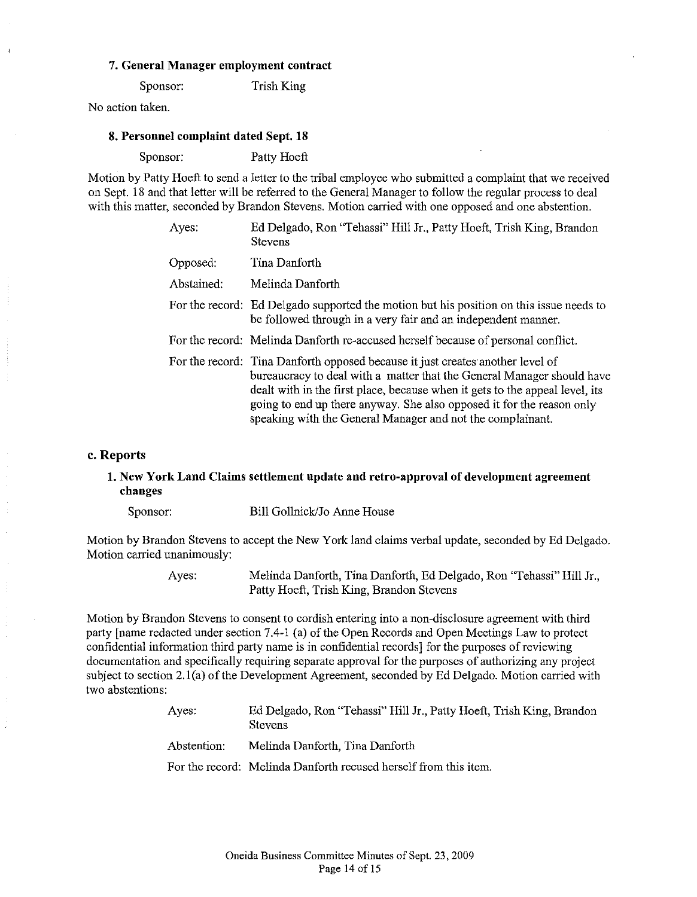### 7. General Manager employment contract

Sponsor: Trish King

No action taken.

### 8. Personnel complaint dated Sept. 18

Sponsor: Patty Hoeft

Motion by Patty Hoeft to send a letter to the tribal employee who submitted a complaint that we received on Sept. 18 and that letter will be referred to the General Manager to follow the regular process to deal with this matter, seconded by Brandon Stevens. Motion carried with one opposed and one abstention.

| | |
|---|---|
| Ayes: | Ed Delgado, Ron "Tehassi" Hill Jr., Patty Hoeft, Trish King, Brandon Stevens |
| Opposed: | Tina Danforth |
| Abstained: | Melinda Danforth |
| For the record: | Ed Delgado supported the motion but his position on this issue needs to be followed through in a very fair and an independent manner. |
| For the record: | Melinda Danforth re-accused herself because of personal conflict. |
| For the record: | Tina Danforth opposed because it just creates another level of bureaucracy to deal with a matter that the General Manager should have dealt with in the first place, because when it gets to the appeal level, its going to end up there anyway. She also opposed it for the reason only speaking with the General Manager and not the complainant. |

## c. Reports

### 1. New York Land Claims settlement update and retro-approval of development agreement changes

Sponsor: Bill Gollnick/Jo Anne House

Motion by Brandon Stevens to accept the New York land claims verbal update, seconded by Ed Delgado. Motion carried unanimously:

| | |
|---|---|
| Ayes: | Melinda Danforth, Tina Danforth, Ed Delgado, Ron "Tehassi" Hill Jr., Patty Hoeft, Trish King, Brandon Stevens |

Motion by Brandon Stevens to consent to cordish entering into a non-disclosure agreement with third party [name redacted under section 7.4-1 (a) of the Open Records and Open Meetings Law to protect confidential information third party name is in confidential records] for the purposes of reviewing documentation and specifically requiring separate approval for the purposes of authorizing any project subject to section 2.1(a) of the Development Agreement, seconded by Ed Delgado. Motion carried with two abstentions:

| | |
|---|---|
| Ayes: | Ed Delgado, Ron "Tehassi" Hill Jr., Patty Hoeft, Trish King, Brandon Stevens |
| Abstention: | Melinda Danforth, Tina Danforth |
| For the record: | Melinda Danforth recused herself from this item. |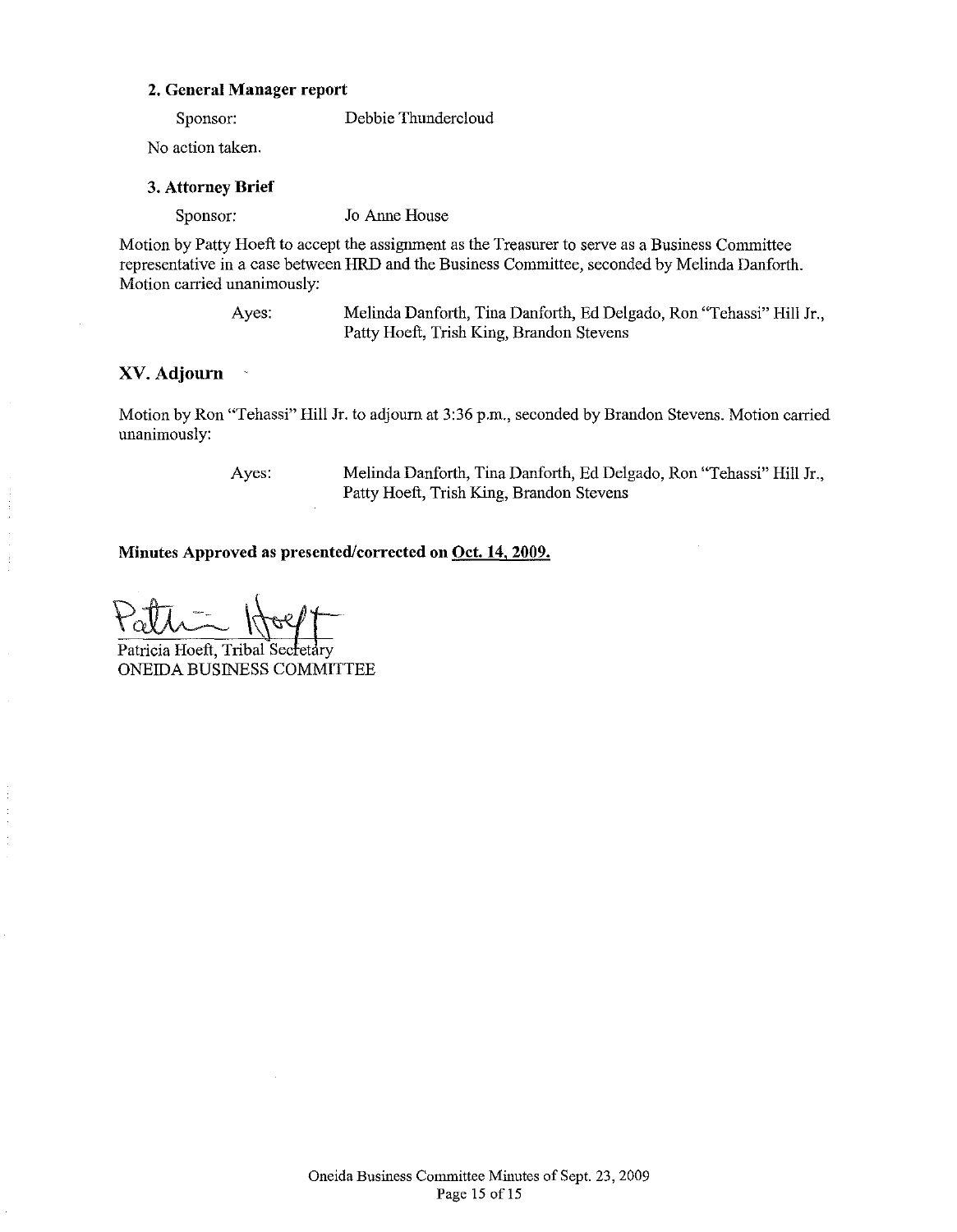### 2. General Manager report

Sponsor: Debbie Thundercloud

No action taken.

### 3. Attorney Brief

Sponsor: Jo Anne House

Motion by Patty Hoeft to accept the assignment as the Treasurer to serve as a Business Committee representative in a case between HRD and the Business Committee, seconded by Melinda Danforth. Motion carried unanimously:

Ayes: Melinda Danforth, Tina Danforth, Ed Delgado, Ron "Tehassi" Hill Jr., Patty Hoeft, Trish King, Brandon Stevens

## XV. Adjourn

Motion by Ron "Tehassi" Hill Jr. to adjourn at 3:36 p.m., seconded by Brandon Stevens. Motion carried unanimously:

Ayes: Melinda Danforth, Tina Danforth, Ed Delgado, Ron "Tehassi" Hill Jr., Patty Hoeft, Trish King, Brandon Stevens

**Minutes Approved as presented/corrected on Oct. 14, 2009.**

Patricia Hoeft, Tribal Secretary
ONEIDA BUSINESS COMMITTEE